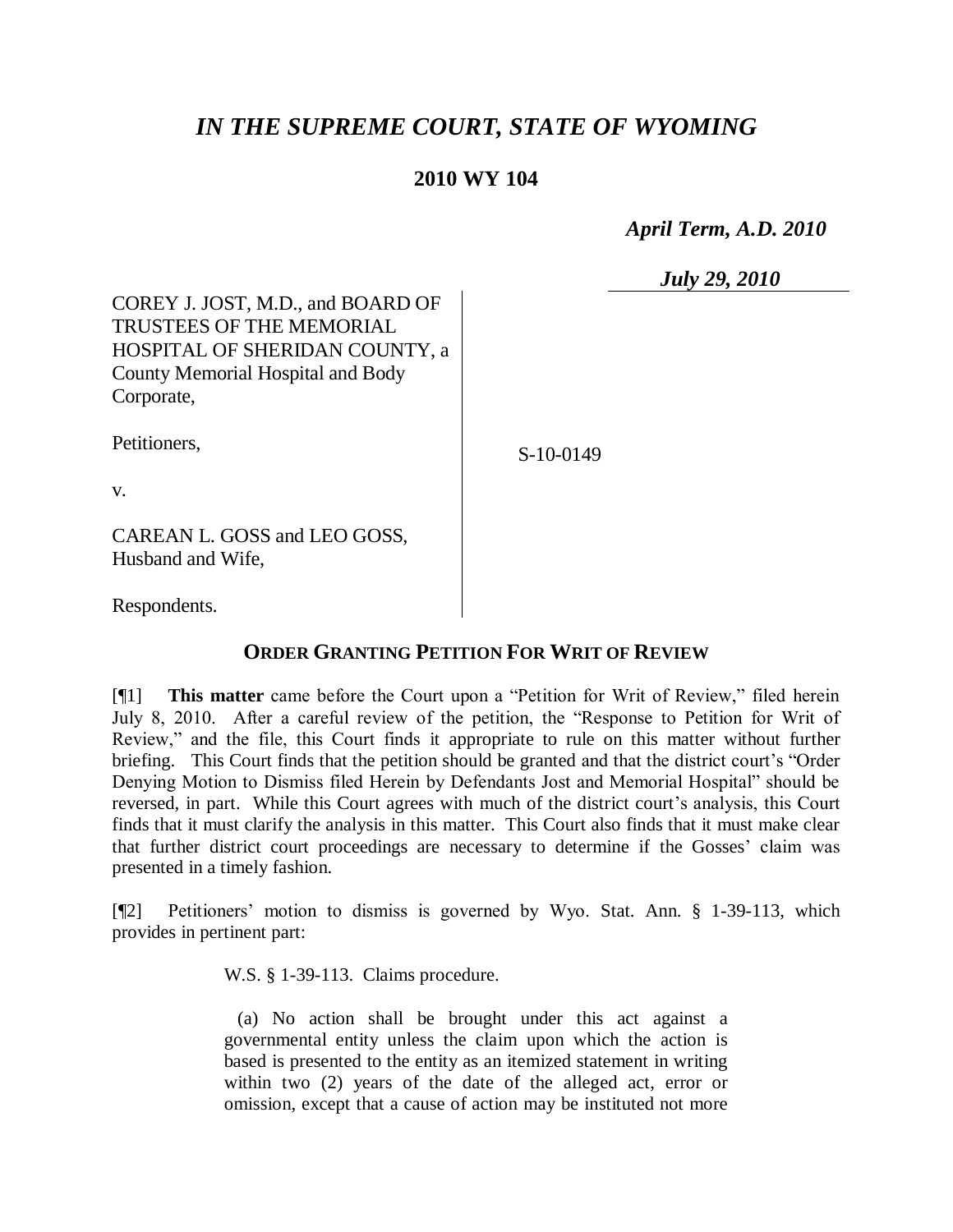# *IN THE SUPREME COURT, STATE OF WYOMING*

**2010 WY 104**

*April Term, A.D. 2010*

*July 29, 2010*

COREY J. JOST, M.D., and BOARD OF TRUSTEES OF THE MEMORIAL HOSPITAL OF SHERIDAN COUNTY, a County Memorial Hospital and Body Corporate,

Petitioners,

v.

CAREAN L. GOSS and LEO GOSS, Husband and Wife,

Respondents.

S-10-0149

**ORDER GRANTING PETITION FOR WRIT OF REVIEW**

[¶1] **This matter** came before the Court upon a "Petition for Writ of Review," filed herein July 8, 2010. After a careful review of the petition, the "Response to Petition for Writ of Review," and the file, this Court finds it appropriate to rule on this matter without further briefing. This Court finds that the petition should be granted and that the district court's "Order Denying Motion to Dismiss filed Herein by Defendants Jost and Memorial Hospital" should be reversed, in part. While this Court agrees with much of the district court's analysis, this Court finds that it must clarify the analysis in this matter. This Court also finds that it must make clear that further district court proceedings are necessary to determine if the Gosses' claim was presented in a timely fashion.

[¶2] Petitioners' motion to dismiss is governed by Wyo. Stat. Ann. § 1-39-113, which provides in pertinent part:

> W.S. § 1-39-113. Claims procedure.
>
> (a) No action shall be brought under this act against a governmental entity unless the claim upon which the action is based is presented to the entity as an itemized statement in writing within two (2) years of the date of the alleged act, error or omission, except that a cause of action may be instituted not more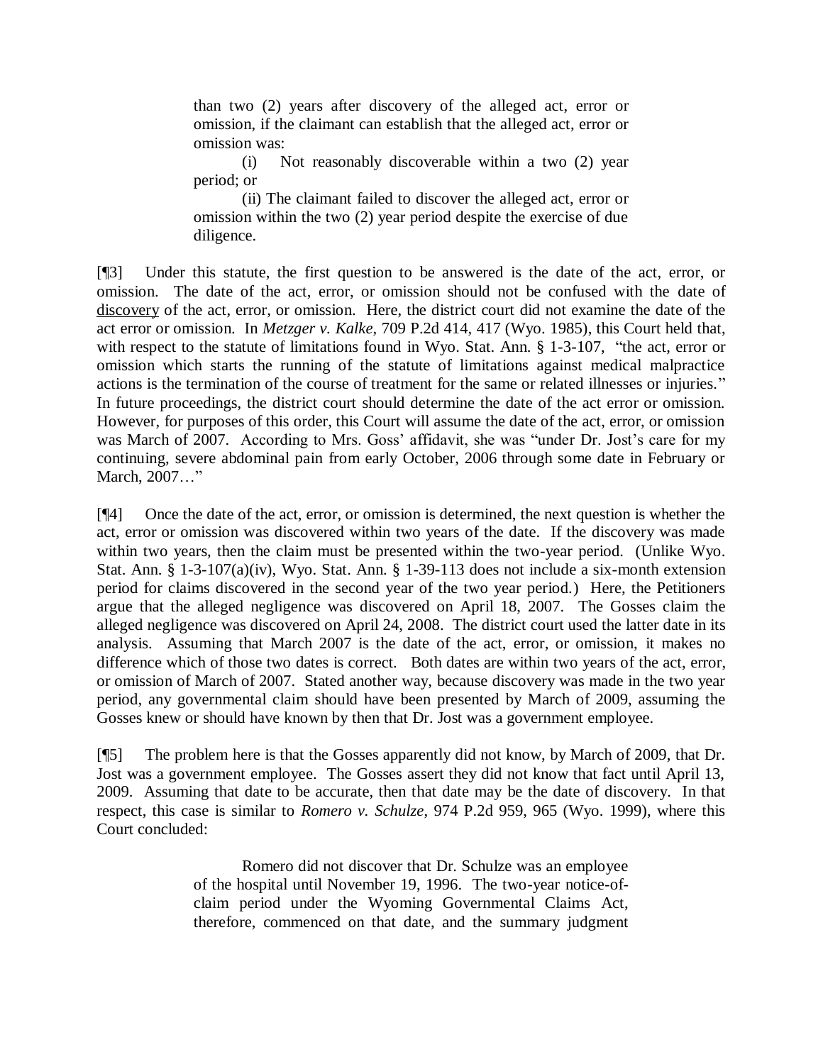> than two (2) years after discovery of the alleged act, error or omission, if the claimant can establish that the alleged act, error or omission was:
>
> (i) Not reasonably discoverable within a two (2) year period; or
>
> (ii) The claimant failed to discover the alleged act, error or omission within the two (2) year period despite the exercise of due diligence.

[¶3] Under this statute, the first question to be answered is the date of the act, error, or omission. The date of the act, error, or omission should not be confused with the date of discovery of the act, error, or omission. Here, the district court did not examine the date of the act error or omission. In *Metzger v. Kalke*, 709 P.2d 414, 417 (Wyo. 1985), this Court held that, with respect to the statute of limitations found in Wyo. Stat. Ann. § 1-3-107, "the act, error or omission which starts the running of the statute of limitations against medical malpractice actions is the termination of the course of treatment for the same or related illnesses or injuries." In future proceedings, the district court should determine the date of the act error or omission. However, for purposes of this order, this Court will assume the date of the act, error, or omission was March of 2007. According to Mrs. Goss' affidavit, she was "under Dr. Jost's care for my continuing, severe abdominal pain from early October, 2006 through some date in February or March, 2007…"

[¶4] Once the date of the act, error, or omission is determined, the next question is whether the act, error or omission was discovered within two years of the date. If the discovery was made within two years, then the claim must be presented within the two-year period. (Unlike Wyo. Stat. Ann. § 1-3-107(a)(iv), Wyo. Stat. Ann. § 1-39-113 does not include a six-month extension period for claims discovered in the second year of the two year period.) Here, the Petitioners argue that the alleged negligence was discovered on April 18, 2007. The Gosses claim the alleged negligence was discovered on April 24, 2008. The district court used the latter date in its analysis. Assuming that March 2007 is the date of the act, error, or omission, it makes no difference which of those two dates is correct. Both dates are within two years of the act, error, or omission of March of 2007. Stated another way, because discovery was made in the two year period, any governmental claim should have been presented by March of 2009, assuming the Gosses knew or should have known by then that Dr. Jost was a government employee.

[¶5] The problem here is that the Gosses apparently did not know, by March of 2009, that Dr. Jost was a government employee. The Gosses assert they did not know that fact until April 13, 2009. Assuming that date to be accurate, then that date may be the date of discovery. In that respect, this case is similar to *Romero v. Schulze*, 974 P.2d 959, 965 (Wyo. 1999), where this Court concluded:

> Romero did not discover that Dr. Schulze was an employee of the hospital until November 19, 1996. The two-year notice-of-claim period under the Wyoming Governmental Claims Act, therefore, commenced on that date, and the summary judgment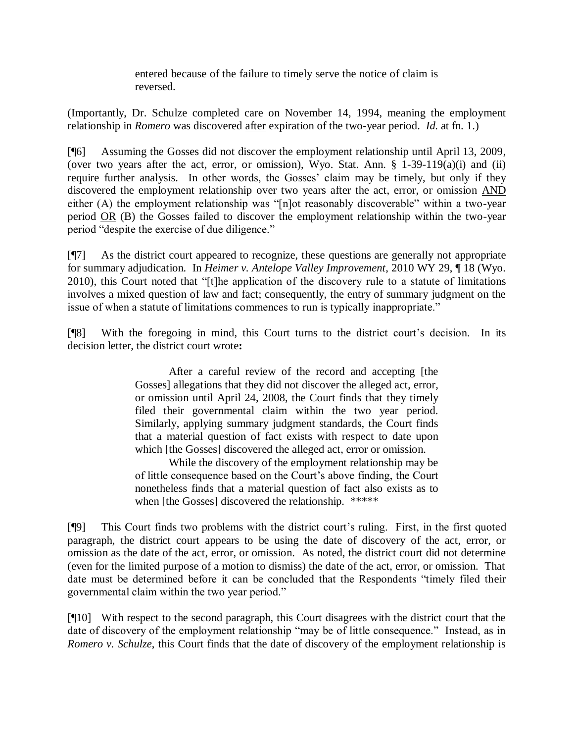> entered because of the failure to timely serve the notice of claim is reversed.

(Importantly, Dr. Schulze completed care on November 14, 1994, meaning the employment relationship in *Romero* was discovered after expiration of the two-year period. *Id.* at fn. 1.)

[¶6] Assuming the Gosses did not discover the employment relationship until April 13, 2009, (over two years after the act, error, or omission), Wyo. Stat. Ann. § 1-39-119(a)(i) and (ii) require further analysis. In other words, the Gosses' claim may be timely, but only if they discovered the employment relationship over two years after the act, error, or omission AND either (A) the employment relationship was "[n]ot reasonably discoverable" within a two-year period OR (B) the Gosses failed to discover the employment relationship within the two-year period "despite the exercise of due diligence."

[¶7] As the district court appeared to recognize, these questions are generally not appropriate for summary adjudication. In *Heimer v. Antelope Valley Improvement*, 2010 WY 29, ¶ 18 (Wyo. 2010), this Court noted that "[t]he application of the discovery rule to a statute of limitations involves a mixed question of law and fact; consequently, the entry of summary judgment on the issue of when a statute of limitations commences to run is typically inappropriate."

[¶8] With the foregoing in mind, this Court turns to the district court's decision. In its decision letter, the district court wrote**:**

> After a careful review of the record and accepting [the Gosses] allegations that they did not discover the alleged act, error, or omission until April 24, 2008, the Court finds that they timely filed their governmental claim within the two year period. Similarly, applying summary judgment standards, the Court finds that a material question of fact exists with respect to date upon which [the Gosses] discovered the alleged act, error or omission.
>
> While the discovery of the employment relationship may be of little consequence based on the Court's above finding, the Court nonetheless finds that a material question of fact also exists as to when [the Gosses] discovered the relationship. *****

[¶9] This Court finds two problems with the district court's ruling. First, in the first quoted paragraph, the district court appears to be using the date of discovery of the act, error, or omission as the date of the act, error, or omission. As noted, the district court did not determine (even for the limited purpose of a motion to dismiss) the date of the act, error, or omission. That date must be determined before it can be concluded that the Respondents "timely filed their governmental claim within the two year period."

[¶10] With respect to the second paragraph, this Court disagrees with the district court that the date of discovery of the employment relationship "may be of little consequence." Instead, as in *Romero v. Schulze*, this Court finds that the date of discovery of the employment relationship is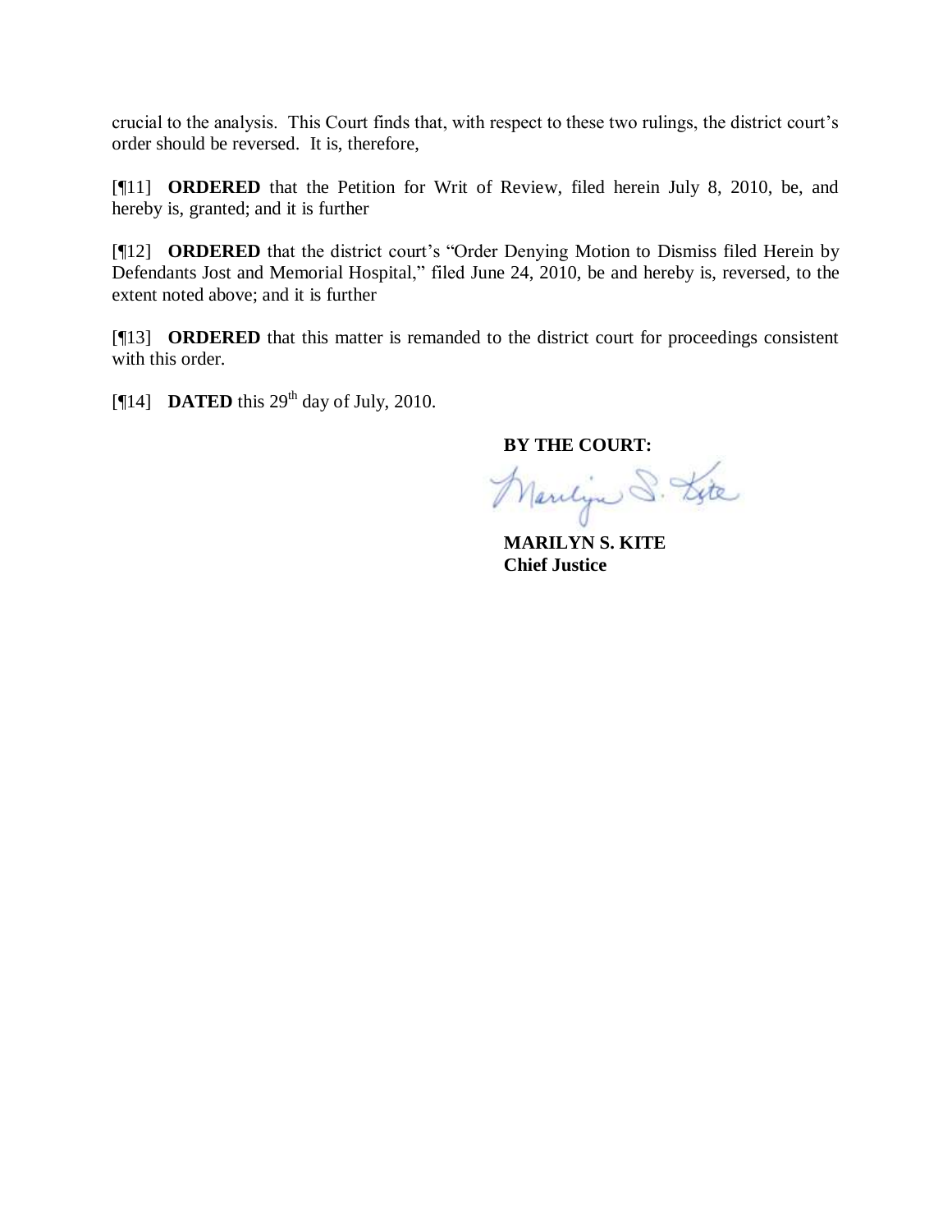crucial to the analysis. This Court finds that, with respect to these two rulings, the district court's order should be reversed. It is, therefore,

[¶11] **ORDERED** that the Petition for Writ of Review, filed herein July 8, 2010, be, and hereby is, granted; and it is further

[¶12] **ORDERED** that the district court's "Order Denying Motion to Dismiss filed Herein by Defendants Jost and Memorial Hospital," filed June 24, 2010, be and hereby is, reversed, to the extent noted above; and it is further

[¶13] **ORDERED** that this matter is remanded to the district court for proceedings consistent with this order.

[¶14] **DATED** this 29th day of July, 2010.

**BY THE COURT:**

Marilyn S. Kite

**MARILYN S. KITE**
**Chief Justice**